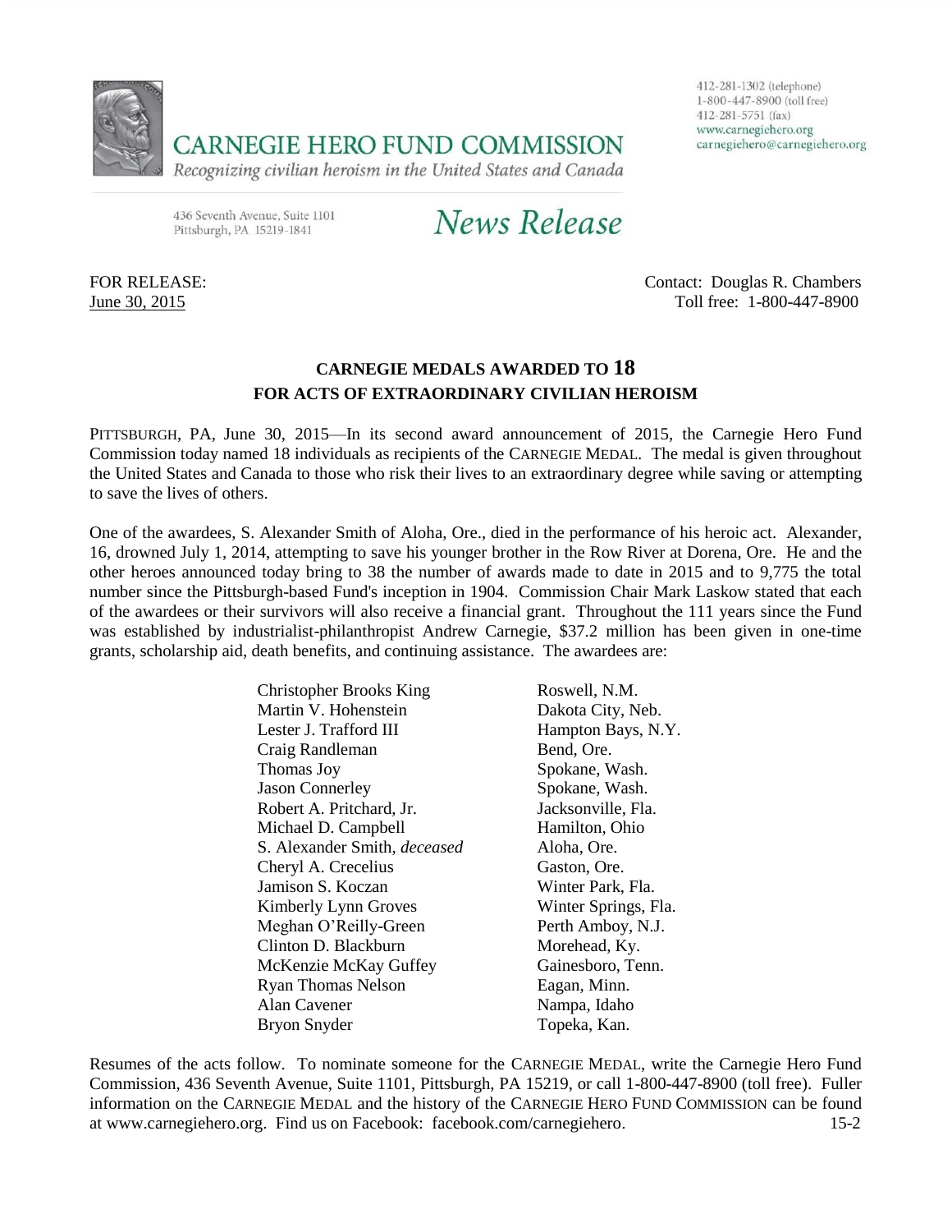# CARNEGIE HERO FUND COMMISSION

*Recognizing civilian heroism in the United States and Canada*

436 Seventh Avenue, Suite 1101
Pittsburgh, PA 15219-1841

412-281-1302 (telephone)
1-800-447-8900 (toll free)
412-281-5751 (fax)
www.carnegiehero.org
carnegiehero@carnegiehero.org

## *News Release*

FOR RELEASE:
June 30, 2015

Contact: Douglas R. Chambers
Toll free: 1-800-447-8900

### CARNEGIE MEDALS AWARDED TO 18 FOR ACTS OF EXTRAORDINARY CIVILIAN HEROISM

PITTSBURGH, PA, June 30, 2015—In its second award announcement of 2015, the Carnegie Hero Fund Commission today named 18 individuals as recipients of the CARNEGIE MEDAL. The medal is given throughout the United States and Canada to those who risk their lives to an extraordinary degree while saving or attempting to save the lives of others.

One of the awardees, S. Alexander Smith of Aloha, Ore., died in the performance of his heroic act. Alexander, 16, drowned July 1, 2014, attempting to save his younger brother in the Row River at Dorena, Ore. He and the other heroes announced today bring to 38 the number of awards made to date in 2015 and to 9,775 the total number since the Pittsburgh-based Fund's inception in 1904. Commission Chair Mark Laskow stated that each of the awardees or their survivors will also receive a financial grant. Throughout the 111 years since the Fund was established by industrialist-philanthropist Andrew Carnegie, $37.2 million has been given in one-time grants, scholarship aid, death benefits, and continuing assistance. The awardees are:

| | |
|---|---|
| Christopher Brooks King | Roswell, N.M. |
| Martin V. Hohenstein | Dakota City, Neb. |
| Lester J. Trafford III | Hampton Bays, N.Y. |
| Craig Randleman | Bend, Ore. |
| Thomas Joy | Spokane, Wash. |
| Jason Connerley | Spokane, Wash. |
| Robert A. Pritchard, Jr. | Jacksonville, Fla. |
| Michael D. Campbell | Hamilton, Ohio |
| S. Alexander Smith, *deceased* | Aloha, Ore. |
| Cheryl A. Crecelius | Gaston, Ore. |
| Jamison S. Koczan | Winter Park, Fla. |
| Kimberly Lynn Groves | Winter Springs, Fla. |
| Meghan O'Reilly-Green | Perth Amboy, N.J. |
| Clinton D. Blackburn | Morehead, Ky. |
| McKenzie McKay Guffey | Gainesboro, Tenn. |
| Ryan Thomas Nelson | Eagan, Minn. |
| Alan Cavener | Nampa, Idaho |
| Bryon Snyder | Topeka, Kan. |

Resumes of the acts follow. To nominate someone for the CARNEGIE MEDAL, write the Carnegie Hero Fund Commission, 436 Seventh Avenue, Suite 1101, Pittsburgh, PA 15219, or call 1-800-447-8900 (toll free). Fuller information on the CARNEGIE MEDAL and the history of the CARNEGIE HERO FUND COMMISSION can be found at www.carnegiehero.org. Find us on Facebook: facebook.com/carnegiehero. 15-2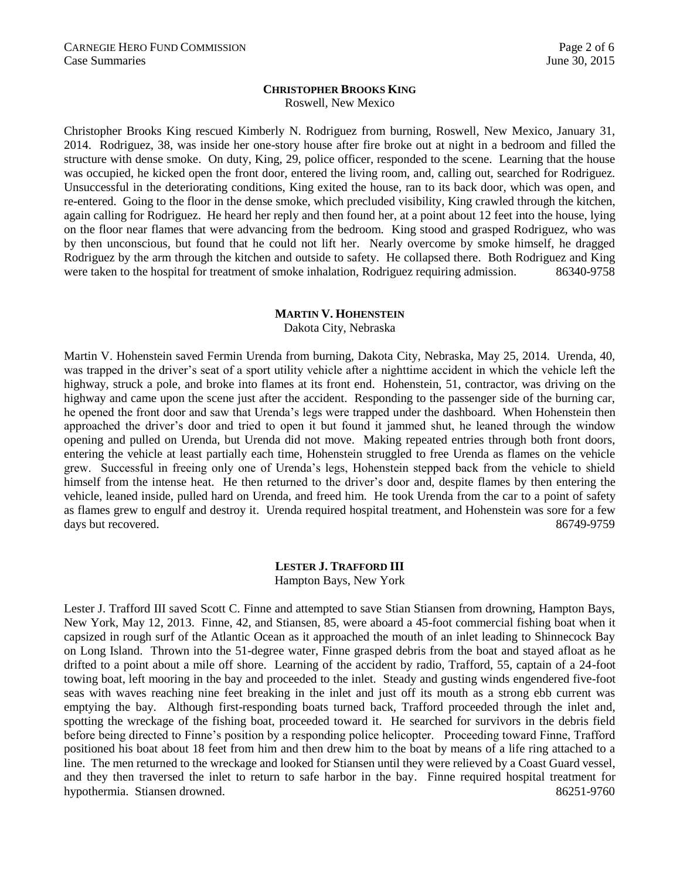### CHRISTOPHER BROOKS KING

Roswell, New Mexico

Christopher Brooks King rescued Kimberly N. Rodriguez from burning, Roswell, New Mexico, January 31, 2014. Rodriguez, 38, was inside her one-story house after fire broke out at night in a bedroom and filled the structure with dense smoke. On duty, King, 29, police officer, responded to the scene. Learning that the house was occupied, he kicked open the front door, entered the living room, and, calling out, searched for Rodriguez. Unsuccessful in the deteriorating conditions, King exited the house, ran to its back door, which was open, and re-entered. Going to the floor in the dense smoke, which precluded visibility, King crawled through the kitchen, again calling for Rodriguez. He heard her reply and then found her, at a point about 12 feet into the house, lying on the floor near flames that were advancing from the bedroom. King stood and grasped Rodriguez, who was by then unconscious, but found that he could not lift her. Nearly overcome by smoke himself, he dragged Rodriguez by the arm through the kitchen and outside to safety. He collapsed there. Both Rodriguez and King were taken to the hospital for treatment of smoke inhalation, Rodriguez requiring admission. 86340-9758

### MARTIN V. HOHENSTEIN

Dakota City, Nebraska

Martin V. Hohenstein saved Fermin Urenda from burning, Dakota City, Nebraska, May 25, 2014. Urenda, 40, was trapped in the driver's seat of a sport utility vehicle after a nighttime accident in which the vehicle left the highway, struck a pole, and broke into flames at its front end. Hohenstein, 51, contractor, was driving on the highway and came upon the scene just after the accident. Responding to the passenger side of the burning car, he opened the front door and saw that Urenda's legs were trapped under the dashboard. When Hohenstein then approached the driver's door and tried to open it but found it jammed shut, he leaned through the window opening and pulled on Urenda, but Urenda did not move. Making repeated entries through both front doors, entering the vehicle at least partially each time, Hohenstein struggled to free Urenda as flames on the vehicle grew. Successful in freeing only one of Urenda's legs, Hohenstein stepped back from the vehicle to shield himself from the intense heat. He then returned to the driver's door and, despite flames by then entering the vehicle, leaned inside, pulled hard on Urenda, and freed him. He took Urenda from the car to a point of safety as flames grew to engulf and destroy it. Urenda required hospital treatment, and Hohenstein was sore for a few days but recovered. 86749-9759

### LESTER J. TRAFFORD III

Hampton Bays, New York

Lester J. Trafford III saved Scott C. Finne and attempted to save Stian Stiansen from drowning, Hampton Bays, New York, May 12, 2013. Finne, 42, and Stiansen, 85, were aboard a 45-foot commercial fishing boat when it capsized in rough surf of the Atlantic Ocean as it approached the mouth of an inlet leading to Shinnecock Bay on Long Island. Thrown into the 51-degree water, Finne grasped debris from the boat and stayed afloat as he drifted to a point about a mile off shore. Learning of the accident by radio, Trafford, 55, captain of a 24-foot towing boat, left mooring in the bay and proceeded to the inlet. Steady and gusting winds engendered five-foot seas with waves reaching nine feet breaking in the inlet and just off its mouth as a strong ebb current was emptying the bay. Although first-responding boats turned back, Trafford proceeded through the inlet and, spotting the wreckage of the fishing boat, proceeded toward it. He searched for survivors in the debris field before being directed to Finne's position by a responding police helicopter. Proceeding toward Finne, Trafford positioned his boat about 18 feet from him and then drew him to the boat by means of a life ring attached to a line. The men returned to the wreckage and looked for Stiansen until they were relieved by a Coast Guard vessel, and they then traversed the inlet to return to safe harbor in the bay. Finne required hospital treatment for hypothermia. Stiansen drowned. 86251-9760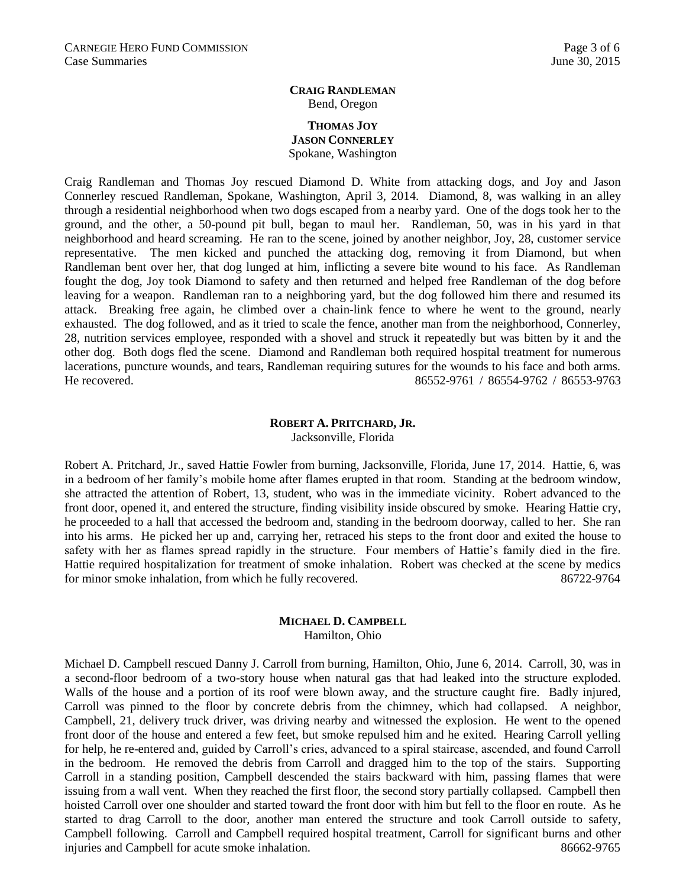**CRAIG RANDLEMAN**
Bend, Oregon

**THOMAS JOY**
**JASON CONNERLEY**
Spokane, Washington

Craig Randleman and Thomas Joy rescued Diamond D. White from attacking dogs, and Joy and Jason Connerley rescued Randleman, Spokane, Washington, April 3, 2014. Diamond, 8, was walking in an alley through a residential neighborhood when two dogs escaped from a nearby yard. One of the dogs took her to the ground, and the other, a 50-pound pit bull, began to maul her. Randleman, 50, was in his yard in that neighborhood and heard screaming. He ran to the scene, joined by another neighbor, Joy, 28, customer service representative. The men kicked and punched the attacking dog, removing it from Diamond, but when Randleman bent over her, that dog lunged at him, inflicting a severe bite wound to his face. As Randleman fought the dog, Joy took Diamond to safety and then returned and helped free Randleman of the dog before leaving for a weapon. Randleman ran to a neighboring yard, but the dog followed him there and resumed its attack. Breaking free again, he climbed over a chain-link fence to where he went to the ground, nearly exhausted. The dog followed, and as it tried to scale the fence, another man from the neighborhood, Connerley, 28, nutrition services employee, responded with a shovel and struck it repeatedly but was bitten by it and the other dog. Both dogs fled the scene. Diamond and Randleman both required hospital treatment for numerous lacerations, puncture wounds, and tears, Randleman requiring sutures for the wounds to his face and both arms. He recovered. 86552-9761 / 86554-9762 / 86553-9763

**ROBERT A. PRITCHARD, JR.**
Jacksonville, Florida

Robert A. Pritchard, Jr., saved Hattie Fowler from burning, Jacksonville, Florida, June 17, 2014. Hattie, 6, was in a bedroom of her family's mobile home after flames erupted in that room. Standing at the bedroom window, she attracted the attention of Robert, 13, student, who was in the immediate vicinity. Robert advanced to the front door, opened it, and entered the structure, finding visibility inside obscured by smoke. Hearing Hattie cry, he proceeded to a hall that accessed the bedroom and, standing in the bedroom doorway, called to her. She ran into his arms. He picked her up and, carrying her, retraced his steps to the front door and exited the house to safety with her as flames spread rapidly in the structure. Four members of Hattie's family died in the fire. Hattie required hospitalization for treatment of smoke inhalation. Robert was checked at the scene by medics for minor smoke inhalation, from which he fully recovered. 86722-9764

**MICHAEL D. CAMPBELL**
Hamilton, Ohio

Michael D. Campbell rescued Danny J. Carroll from burning, Hamilton, Ohio, June 6, 2014. Carroll, 30, was in a second-floor bedroom of a two-story house when natural gas that had leaked into the structure exploded. Walls of the house and a portion of its roof were blown away, and the structure caught fire. Badly injured, Carroll was pinned to the floor by concrete debris from the chimney, which had collapsed. A neighbor, Campbell, 21, delivery truck driver, was driving nearby and witnessed the explosion. He went to the opened front door of the house and entered a few feet, but smoke repulsed him and he exited. Hearing Carroll yelling for help, he re-entered and, guided by Carroll's cries, advanced to a spiral staircase, ascended, and found Carroll in the bedroom. He removed the debris from Carroll and dragged him to the top of the stairs. Supporting Carroll in a standing position, Campbell descended the stairs backward with him, passing flames that were issuing from a wall vent. When they reached the first floor, the second story partially collapsed. Campbell then hoisted Carroll over one shoulder and started toward the front door with him but fell to the floor en route. As he started to drag Carroll to the door, another man entered the structure and took Carroll outside to safety, Campbell following. Carroll and Campbell required hospital treatment, Carroll for significant burns and other injuries and Campbell for acute smoke inhalation. 86662-9765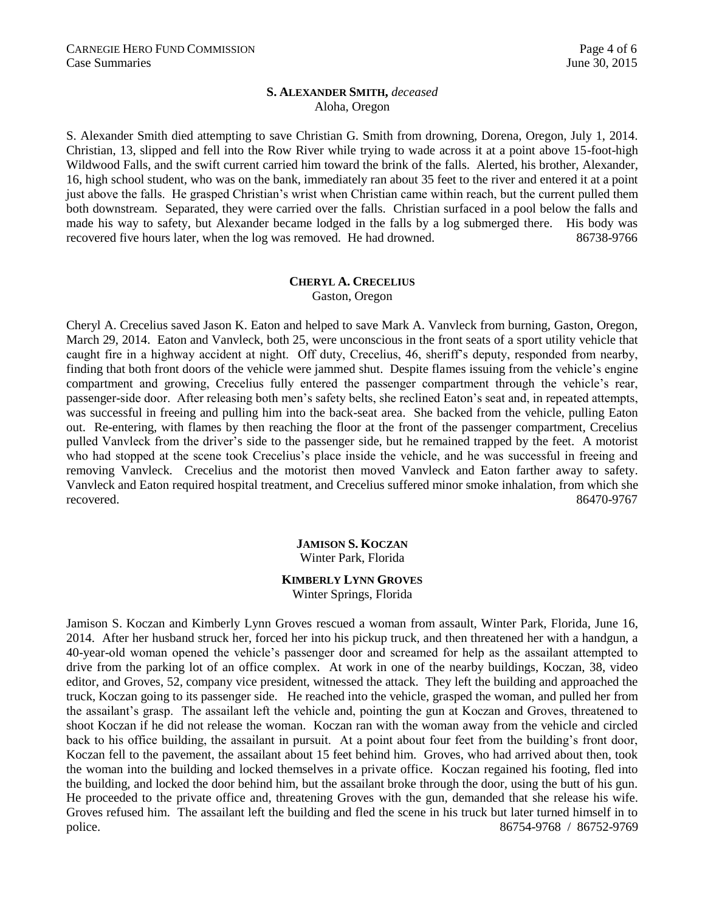**S. ALEXANDER SMITH,** *deceased*
Aloha, Oregon

S. Alexander Smith died attempting to save Christian G. Smith from drowning, Dorena, Oregon, July 1, 2014. Christian, 13, slipped and fell into the Row River while trying to wade across it at a point above 15-foot-high Wildwood Falls, and the swift current carried him toward the brink of the falls. Alerted, his brother, Alexander, 16, high school student, who was on the bank, immediately ran about 35 feet to the river and entered it at a point just above the falls. He grasped Christian's wrist when Christian came within reach, but the current pulled them both downstream. Separated, they were carried over the falls. Christian surfaced in a pool below the falls and made his way to safety, but Alexander became lodged in the falls by a log submerged there. His body was recovered five hours later, when the log was removed. He had drowned. 86738-9766

**CHERYL A. CRECELIUS**
Gaston, Oregon

Cheryl A. Crecelius saved Jason K. Eaton and helped to save Mark A. Vanvleck from burning, Gaston, Oregon, March 29, 2014. Eaton and Vanvleck, both 25, were unconscious in the front seats of a sport utility vehicle that caught fire in a highway accident at night. Off duty, Crecelius, 46, sheriff's deputy, responded from nearby, finding that both front doors of the vehicle were jammed shut. Despite flames issuing from the vehicle's engine compartment and growing, Crecelius fully entered the passenger compartment through the vehicle's rear, passenger-side door. After releasing both men's safety belts, she reclined Eaton's seat and, in repeated attempts, was successful in freeing and pulling him into the back-seat area. She backed from the vehicle, pulling Eaton out. Re-entering, with flames by then reaching the floor at the front of the passenger compartment, Crecelius pulled Vanvleck from the driver's side to the passenger side, but he remained trapped by the feet. A motorist who had stopped at the scene took Crecelius's place inside the vehicle, and he was successful in freeing and removing Vanvleck. Crecelius and the motorist then moved Vanvleck and Eaton farther away to safety. Vanvleck and Eaton required hospital treatment, and Crecelius suffered minor smoke inhalation, from which she recovered. 86470-9767

**JAMISON S. KOCZAN**
Winter Park, Florida

**KIMBERLY LYNN GROVES**
Winter Springs, Florida

Jamison S. Koczan and Kimberly Lynn Groves rescued a woman from assault, Winter Park, Florida, June 16, 2014. After her husband struck her, forced her into his pickup truck, and then threatened her with a handgun, a 40-year-old woman opened the vehicle's passenger door and screamed for help as the assailant attempted to drive from the parking lot of an office complex. At work in one of the nearby buildings, Koczan, 38, video editor, and Groves, 52, company vice president, witnessed the attack. They left the building and approached the truck, Koczan going to its passenger side. He reached into the vehicle, grasped the woman, and pulled her from the assailant's grasp. The assailant left the vehicle and, pointing the gun at Koczan and Groves, threatened to shoot Koczan if he did not release the woman. Koczan ran with the woman away from the vehicle and circled back to his office building, the assailant in pursuit. At a point about four feet from the building's front door, Koczan fell to the pavement, the assailant about 15 feet behind him. Groves, who had arrived about then, took the woman into the building and locked themselves in a private office. Koczan regained his footing, fled into the building, and locked the door behind him, but the assailant broke through the door, using the butt of his gun. He proceeded to the private office and, threatening Groves with the gun, demanded that she release his wife. Groves refused him. The assailant left the building and fled the scene in his truck but later turned himself in to police. 86754-9768 / 86752-9769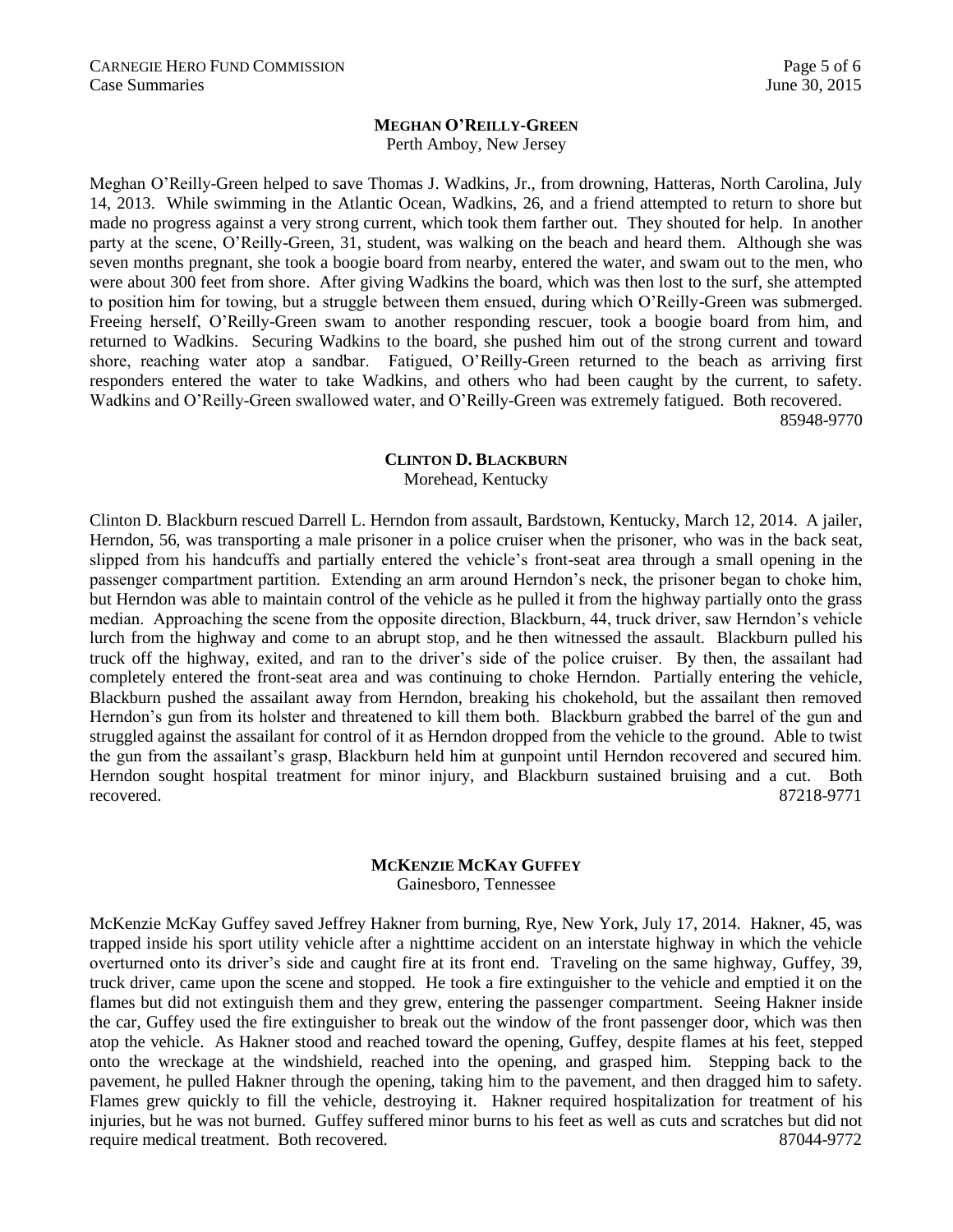**MEGHAN O'REILLY-GREEN**
Perth Amboy, New Jersey

Meghan O'Reilly-Green helped to save Thomas J. Wadkins, Jr., from drowning, Hatteras, North Carolina, July 14, 2013. While swimming in the Atlantic Ocean, Wadkins, 26, and a friend attempted to return to shore but made no progress against a very strong current, which took them farther out. They shouted for help. In another party at the scene, O'Reilly-Green, 31, student, was walking on the beach and heard them. Although she was seven months pregnant, she took a boogie board from nearby, entered the water, and swam out to the men, who were about 300 feet from shore. After giving Wadkins the board, which was then lost to the surf, she attempted to position him for towing, but a struggle between them ensued, during which O'Reilly-Green was submerged. Freeing herself, O'Reilly-Green swam to another responding rescuer, took a boogie board from him, and returned to Wadkins. Securing Wadkins to the board, she pushed him out of the strong current and toward shore, reaching water atop a sandbar. Fatigued, O'Reilly-Green returned to the beach as arriving first responders entered the water to take Wadkins, and others who had been caught by the current, to safety. Wadkins and O'Reilly-Green swallowed water, and O'Reilly-Green was extremely fatigued. Both recovered.

85948-9770

**CLINTON D. BLACKBURN**
Morehead, Kentucky

Clinton D. Blackburn rescued Darrell L. Herndon from assault, Bardstown, Kentucky, March 12, 2014. A jailer, Herndon, 56, was transporting a male prisoner in a police cruiser when the prisoner, who was in the back seat, slipped from his handcuffs and partially entered the vehicle's front-seat area through a small opening in the passenger compartment partition. Extending an arm around Herndon's neck, the prisoner began to choke him, but Herndon was able to maintain control of the vehicle as he pulled it from the highway partially onto the grass median. Approaching the scene from the opposite direction, Blackburn, 44, truck driver, saw Herndon's vehicle lurch from the highway and come to an abrupt stop, and he then witnessed the assault. Blackburn pulled his truck off the highway, exited, and ran to the driver's side of the police cruiser. By then, the assailant had completely entered the front-seat area and was continuing to choke Herndon. Partially entering the vehicle, Blackburn pushed the assailant away from Herndon, breaking his chokehold, but the assailant then removed Herndon's gun from its holster and threatened to kill them both. Blackburn grabbed the barrel of the gun and struggled against the assailant for control of it as Herndon dropped from the vehicle to the ground. Able to twist the gun from the assailant's grasp, Blackburn held him at gunpoint until Herndon recovered and secured him. Herndon sought hospital treatment for minor injury, and Blackburn sustained bruising and a cut. Both recovered.

87218-9771

**MCKENZIE MCKAY GUFFEY**
Gainesboro, Tennessee

McKenzie McKay Guffey saved Jeffrey Hakner from burning, Rye, New York, July 17, 2014. Hakner, 45, was trapped inside his sport utility vehicle after a nighttime accident on an interstate highway in which the vehicle overturned onto its driver's side and caught fire at its front end. Traveling on the same highway, Guffey, 39, truck driver, came upon the scene and stopped. He took a fire extinguisher to the vehicle and emptied it on the flames but did not extinguish them and they grew, entering the passenger compartment. Seeing Hakner inside the car, Guffey used the fire extinguisher to break out the window of the front passenger door, which was then atop the vehicle. As Hakner stood and reached toward the opening, Guffey, despite flames at his feet, stepped onto the wreckage at the windshield, reached into the opening, and grasped him. Stepping back to the pavement, he pulled Hakner through the opening, taking him to the pavement, and then dragged him to safety. Flames grew quickly to fill the vehicle, destroying it. Hakner required hospitalization for treatment of his injuries, but he was not burned. Guffey suffered minor burns to his feet as well as cuts and scratches but did not require medical treatment. Both recovered.

87044-9772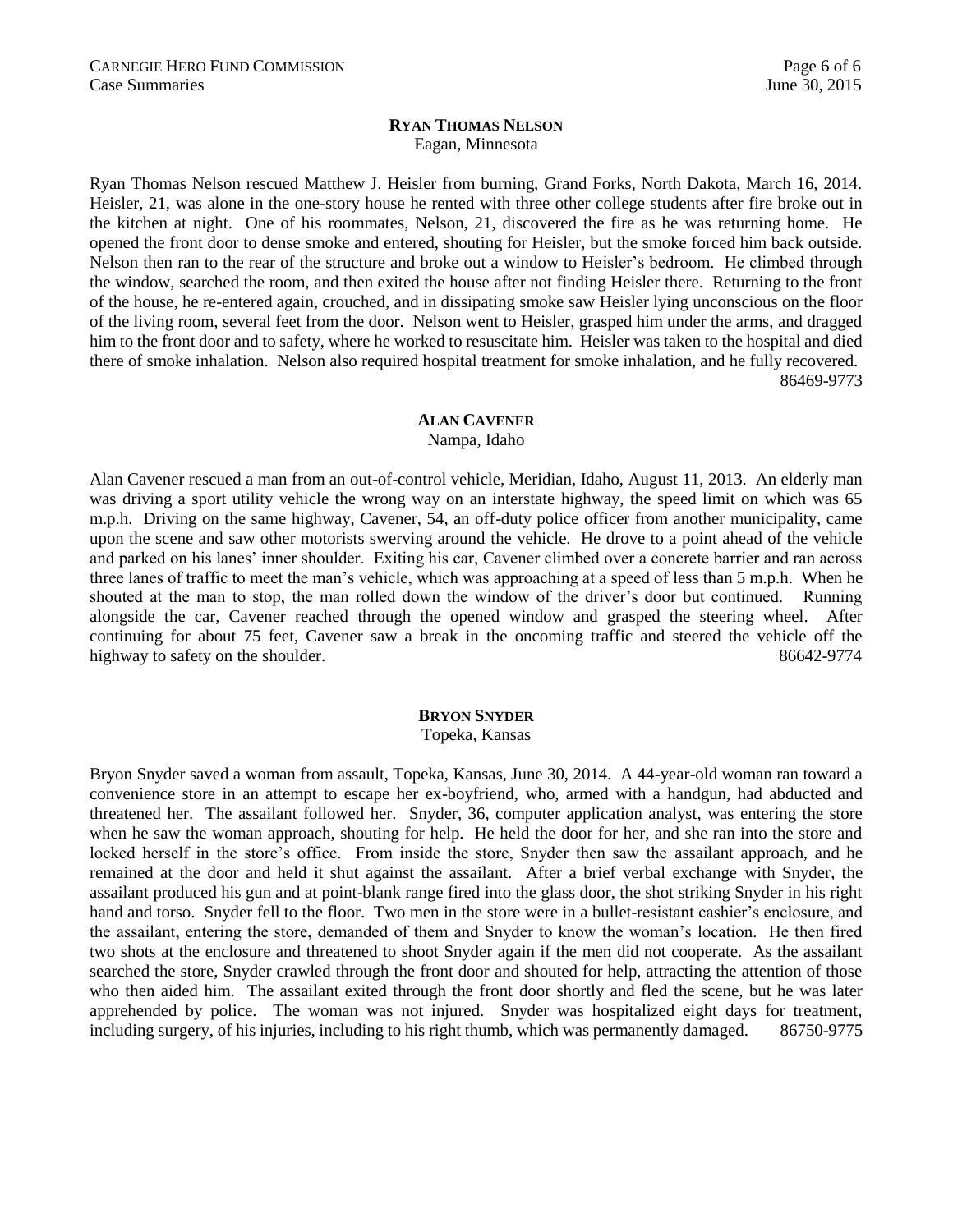**RYAN THOMAS NELSON**
Eagan, Minnesota

Ryan Thomas Nelson rescued Matthew J. Heisler from burning, Grand Forks, North Dakota, March 16, 2014. Heisler, 21, was alone in the one-story house he rented with three other college students after fire broke out in the kitchen at night. One of his roommates, Nelson, 21, discovered the fire as he was returning home. He opened the front door to dense smoke and entered, shouting for Heisler, but the smoke forced him back outside. Nelson then ran to the rear of the structure and broke out a window to Heisler's bedroom. He climbed through the window, searched the room, and then exited the house after not finding Heisler there. Returning to the front of the house, he re-entered again, crouched, and in dissipating smoke saw Heisler lying unconscious on the floor of the living room, several feet from the door. Nelson went to Heisler, grasped him under the arms, and dragged him to the front door and to safety, where he worked to resuscitate him. Heisler was taken to the hospital and died there of smoke inhalation. Nelson also required hospital treatment for smoke inhalation, and he fully recovered.
86469-9773

**ALAN CAVENER**
Nampa, Idaho

Alan Cavener rescued a man from an out-of-control vehicle, Meridian, Idaho, August 11, 2013. An elderly man was driving a sport utility vehicle the wrong way on an interstate highway, the speed limit on which was 65 m.p.h. Driving on the same highway, Cavener, 54, an off-duty police officer from another municipality, came upon the scene and saw other motorists swerving around the vehicle. He drove to a point ahead of the vehicle and parked on his lanes' inner shoulder. Exiting his car, Cavener climbed over a concrete barrier and ran across three lanes of traffic to meet the man's vehicle, which was approaching at a speed of less than 5 m.p.h. When he shouted at the man to stop, the man rolled down the window of the driver's door but continued. Running alongside the car, Cavener reached through the opened window and grasped the steering wheel. After continuing for about 75 feet, Cavener saw a break in the oncoming traffic and steered the vehicle off the highway to safety on the shoulder.
86642-9774

**BRYON SNYDER**
Topeka, Kansas

Bryon Snyder saved a woman from assault, Topeka, Kansas, June 30, 2014. A 44-year-old woman ran toward a convenience store in an attempt to escape her ex-boyfriend, who, armed with a handgun, had abducted and threatened her. The assailant followed her. Snyder, 36, computer application analyst, was entering the store when he saw the woman approach, shouting for help. He held the door for her, and she ran into the store and locked herself in the store's office. From inside the store, Snyder then saw the assailant approach, and he remained at the door and held it shut against the assailant. After a brief verbal exchange with Snyder, the assailant produced his gun and at point-blank range fired into the glass door, the shot striking Snyder in his right hand and torso. Snyder fell to the floor. Two men in the store were in a bullet-resistant cashier's enclosure, and the assailant, entering the store, demanded of them and Snyder to know the woman's location. He then fired two shots at the enclosure and threatened to shoot Snyder again if the men did not cooperate. As the assailant searched the store, Snyder crawled through the front door and shouted for help, attracting the attention of those who then aided him. The assailant exited through the front door shortly and fled the scene, but he was later apprehended by police. The woman was not injured. Snyder was hospitalized eight days for treatment, including surgery, of his injuries, including to his right thumb, which was permanently damaged.
86750-9775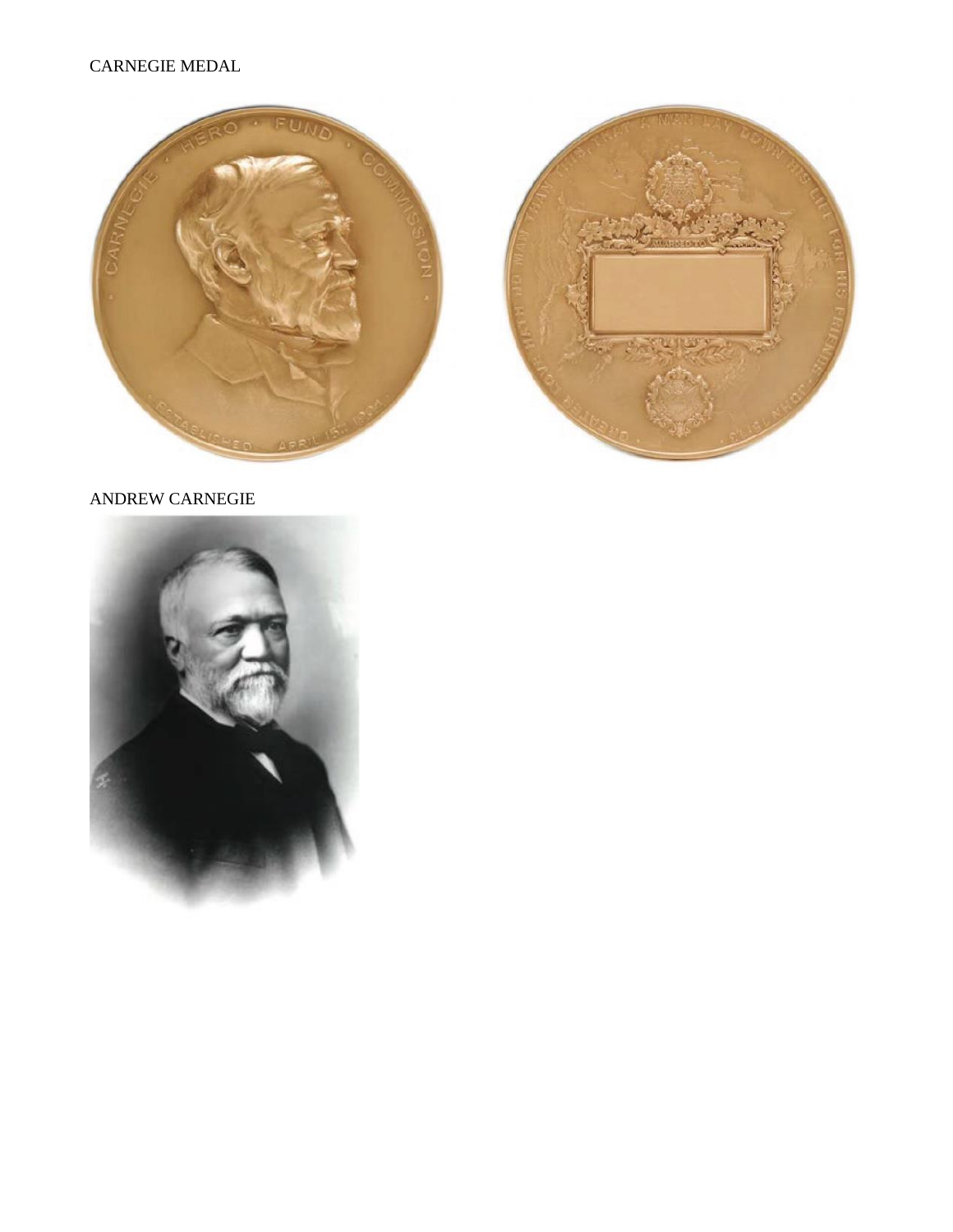CARNEGIE MEDAL

ANDREW CARNEGIE